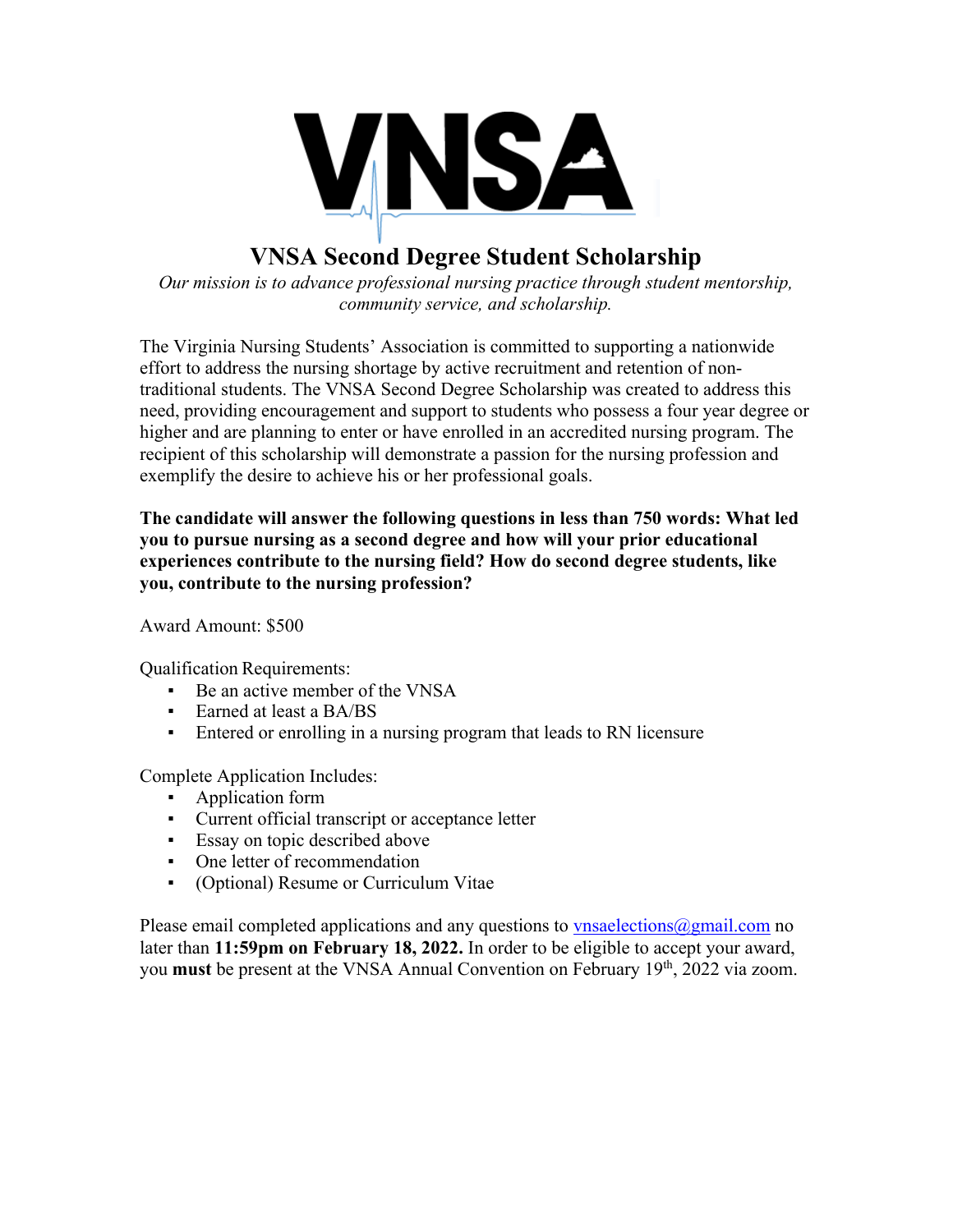VNSA

# VNSA Second Degree Student Scholarship

*Our mission is to advance professional nursing practice through student mentorship, community service, and scholarship.*

The Virginia Nursing Students' Association is committed to supporting a nationwide effort to address the nursing shortage by active recruitment and retention of non-traditional students. The VNSA Second Degree Scholarship was created to address this need, providing encouragement and support to students who possess a four year degree or higher and are planning to enter or have enrolled in an accredited nursing program. The recipient of this scholarship will demonstrate a passion for the nursing profession and exemplify the desire to achieve his or her professional goals.

**The candidate will answer the following questions in less than 750 words: What led you to pursue nursing as a second degree and how will your prior educational experiences contribute to the nursing field? How do second degree students, like you, contribute to the nursing profession?**

Award Amount: $500

Qualification Requirements:

- Be an active member of the VNSA
- Earned at least a BA/BS
- Entered or enrolling in a nursing program that leads to RN licensure

Complete Application Includes:

- Application form
- Current official transcript or acceptance letter
- Essay on topic described above
- One letter of recommendation
- (Optional) Resume or Curriculum Vitae

Please email completed applications and any questions to vnsaelections@gmail.com no later than **11:59pm on February 18, 2022.** In order to be eligible to accept your award, you **must** be present at the VNSA Annual Convention on February 19th, 2022 via zoom.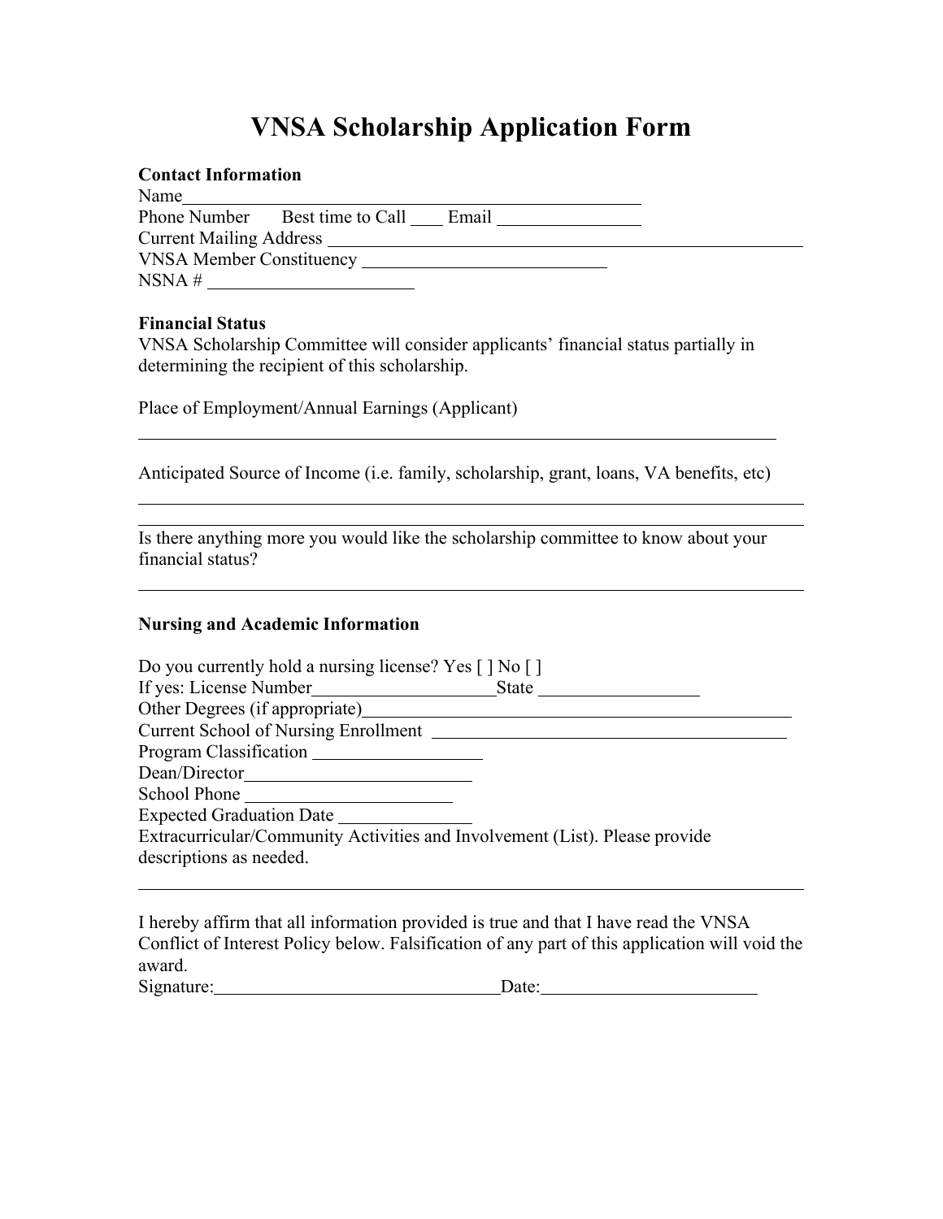# VNSA Scholarship Application Form

**Contact Information**

Name\_\_\_\_\_\_\_\_\_\_\_\_\_\_\_\_\_\_\_\_\_\_\_\_\_\_\_\_\_\_\_\_\_\_\_\_\_\_\_\_\_\_\_\_\_\_\_\_

Phone Number Best time to Call \_\_\_\_ Email \_\_\_\_\_\_\_\_\_\_\_\_\_\_\_\_

Current Mailing Address \_\_\_\_\_\_\_\_\_\_\_\_\_\_\_\_\_\_\_\_\_\_\_\_\_\_\_\_\_\_\_\_\_\_\_\_\_\_\_\_\_\_\_\_\_\_\_\_\_\_\_\_

VNSA Member Constituency \_\_\_\_\_\_\_\_\_\_\_\_\_\_\_\_\_\_\_\_\_\_\_\_\_\_\_

NSNA # \_\_\_\_\_\_\_\_\_\_\_\_\_\_\_\_\_\_\_\_\_\_\_

**Financial Status**

VNSA Scholarship Committee will consider applicants' financial status partially in determining the recipient of this scholarship.

Place of Employment/Annual Earnings (Applicant)

\_\_\_\_\_\_\_\_\_\_\_\_\_\_\_\_\_\_\_\_\_\_\_\_\_\_\_\_\_\_\_\_\_\_\_\_\_\_\_\_\_\_\_\_\_\_\_\_\_\_\_\_\_\_\_\_\_\_\_\_\_\_\_\_\_\_\_\_\_

Anticipated Source of Income (i.e. family, scholarship, grant, loans, VA benefits, etc)

\_\_\_\_\_\_\_\_\_\_\_\_\_\_\_\_\_\_\_\_\_\_\_\_\_\_\_\_\_\_\_\_\_\_\_\_\_\_\_\_\_\_\_\_\_\_\_\_\_\_\_\_\_\_\_\_\_\_\_\_\_\_\_\_\_\_\_\_\_\_

\_\_\_\_\_\_\_\_\_\_\_\_\_\_\_\_\_\_\_\_\_\_\_\_\_\_\_\_\_\_\_\_\_\_\_\_\_\_\_\_\_\_\_\_\_\_\_\_\_\_\_\_\_\_\_\_\_\_\_\_\_\_\_\_\_\_\_\_\_\_

Is there anything more you would like the scholarship committee to know about your financial status?

\_\_\_\_\_\_\_\_\_\_\_\_\_\_\_\_\_\_\_\_\_\_\_\_\_\_\_\_\_\_\_\_\_\_\_\_\_\_\_\_\_\_\_\_\_\_\_\_\_\_\_\_\_\_\_\_\_\_\_\_\_\_\_\_\_\_\_\_\_\_

**Nursing and Academic Information**

Do you currently hold a nursing license? Yes [ ] No [ ]

If yes: License Number\_\_\_\_\_\_\_\_\_\_\_\_\_\_\_\_\_\_\_\_State \_\_\_\_\_\_\_\_\_\_\_\_\_\_\_\_\_\_

Other Degrees (if appropriate)\_\_\_\_\_\_\_\_\_\_\_\_\_\_\_\_\_\_\_\_\_\_\_\_\_\_\_\_\_\_\_\_\_\_\_\_\_\_\_\_\_\_\_\_\_\_\_

Current School of Nursing Enrollment \_\_\_\_\_\_\_\_\_\_\_\_\_\_\_\_\_\_\_\_\_\_\_\_\_\_\_\_\_\_\_\_\_\_\_\_\_\_\_\_

Program Classification \_\_\_\_\_\_\_\_\_\_\_\_\_\_\_\_\_\_

Dean/Director\_\_\_\_\_\_\_\_\_\_\_\_\_\_\_\_\_\_\_\_\_\_\_\_\_

School Phone \_\_\_\_\_\_\_\_\_\_\_\_\_\_\_\_\_\_\_\_\_\_\_

Expected Graduation Date \_\_\_\_\_\_\_\_\_\_\_\_\_\_

Extracurricular/Community Activities and Involvement (List). Please provide descriptions as needed.

\_\_\_\_\_\_\_\_\_\_\_\_\_\_\_\_\_\_\_\_\_\_\_\_\_\_\_\_\_\_\_\_\_\_\_\_\_\_\_\_\_\_\_\_\_\_\_\_\_\_\_\_\_\_\_\_\_\_\_\_\_\_\_\_\_\_\_\_\_\_

I hereby affirm that all information provided is true and that I have read the VNSA Conflict of Interest Policy below. Falsification of any part of this application will void the award.

Signature:\_\_\_\_\_\_\_\_\_\_\_\_\_\_\_\_\_\_\_\_\_\_\_\_\_\_\_\_\_\_\_Date:\_\_\_\_\_\_\_\_\_\_\_\_\_\_\_\_\_\_\_\_\_\_\_\_